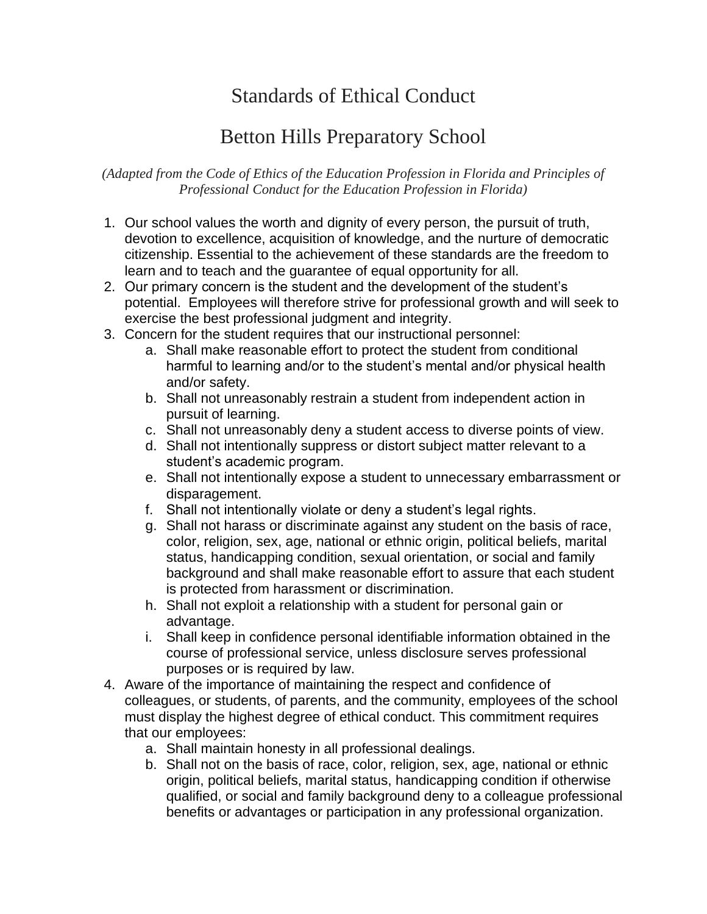# Standards of Ethical Conduct

# Betton Hills Preparatory School

*(Adapted from the Code of Ethics of the Education Profession in Florida and Principles of Professional Conduct for the Education Profession in Florida)*

1. Our school values the worth and dignity of every person, the pursuit of truth, devotion to excellence, acquisition of knowledge, and the nurture of democratic citizenship. Essential to the achievement of these standards are the freedom to learn and to teach and the guarantee of equal opportunity for all.
2. Our primary concern is the student and the development of the student's potential. Employees will therefore strive for professional growth and will seek to exercise the best professional judgment and integrity.
3. Concern for the student requires that our instructional personnel:
    a. Shall make reasonable effort to protect the student from conditional harmful to learning and/or to the student's mental and/or physical health and/or safety.
    b. Shall not unreasonably restrain a student from independent action in pursuit of learning.
    c. Shall not unreasonably deny a student access to diverse points of view.
    d. Shall not intentionally suppress or distort subject matter relevant to a student's academic program.
    e. Shall not intentionally expose a student to unnecessary embarrassment or disparagement.
    f. Shall not intentionally violate or deny a student's legal rights.
    g. Shall not harass or discriminate against any student on the basis of race, color, religion, sex, age, national or ethnic origin, political beliefs, marital status, handicapping condition, sexual orientation, or social and family background and shall make reasonable effort to assure that each student is protected from harassment or discrimination.
    h. Shall not exploit a relationship with a student for personal gain or advantage.
    i. Shall keep in confidence personal identifiable information obtained in the course of professional service, unless disclosure serves professional purposes or is required by law.
4. Aware of the importance of maintaining the respect and confidence of colleagues, or students, of parents, and the community, employees of the school must display the highest degree of ethical conduct. This commitment requires that our employees:
    a. Shall maintain honesty in all professional dealings.
    b. Shall not on the basis of race, color, religion, sex, age, national or ethnic origin, political beliefs, marital status, handicapping condition if otherwise qualified, or social and family background deny to a colleague professional benefits or advantages or participation in any professional organization.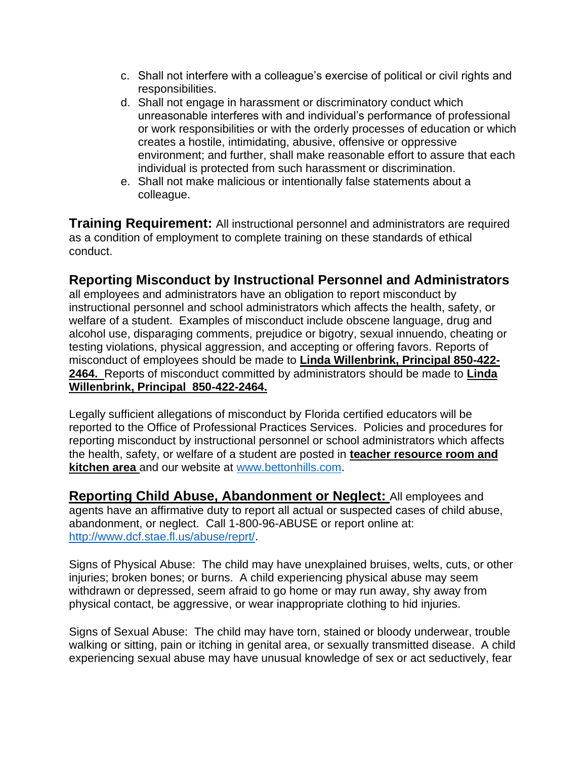c. Shall not interfere with a colleague's exercise of political or civil rights and responsibilities.
d. Shall not engage in harassment or discriminatory conduct which unreasonable interferes with and individual's performance of professional or work responsibilities or with the orderly processes of education or which creates a hostile, intimidating, abusive, offensive or oppressive environment; and further, shall make reasonable effort to assure that each individual is protected from such harassment or discrimination.
e. Shall not make malicious or intentionally false statements about a colleague.

**Training Requirement:** All instructional personnel and administrators are required as a condition of employment to complete training on these standards of ethical conduct.

## Reporting Misconduct by Instructional Personnel and Administrators

all employees and administrators have an obligation to report misconduct by instructional personnel and school administrators which affects the health, safety, or welfare of a student. Examples of misconduct include obscene language, drug and alcohol use, disparaging comments, prejudice or bigotry, sexual innuendo, cheating or testing violations, physical aggression, and accepting or offering favors. Reports of misconduct of employees should be made to **Linda Willenbrink, Principal 850-422-2464.** Reports of misconduct committed by administrators should be made to **Linda Willenbrink, Principal 850-422-2464.**

Legally sufficient allegations of misconduct by Florida certified educators will be reported to the Office of Professional Practices Services. Policies and procedures for reporting misconduct by instructional personnel or school administrators which affects the health, safety, or welfare of a student are posted in **teacher resource room and kitchen area** and our website at www.bettonhills.com.

**Reporting Child Abuse, Abandonment or Neglect:** All employees and agents have an affirmative duty to report all actual or suspected cases of child abuse, abandonment, or neglect. Call 1-800-96-ABUSE or report online at: http://www.dcf.stae.fl.us/abuse/reprt/.

Signs of Physical Abuse: The child may have unexplained bruises, welts, cuts, or other injuries; broken bones; or burns. A child experiencing physical abuse may seem withdrawn or depressed, seem afraid to go home or may run away, shy away from physical contact, be aggressive, or wear inappropriate clothing to hid injuries.

Signs of Sexual Abuse: The child may have torn, stained or bloody underwear, trouble walking or sitting, pain or itching in genital area, or sexually transmitted disease. A child experiencing sexual abuse may have unusual knowledge of sex or act seductively, fear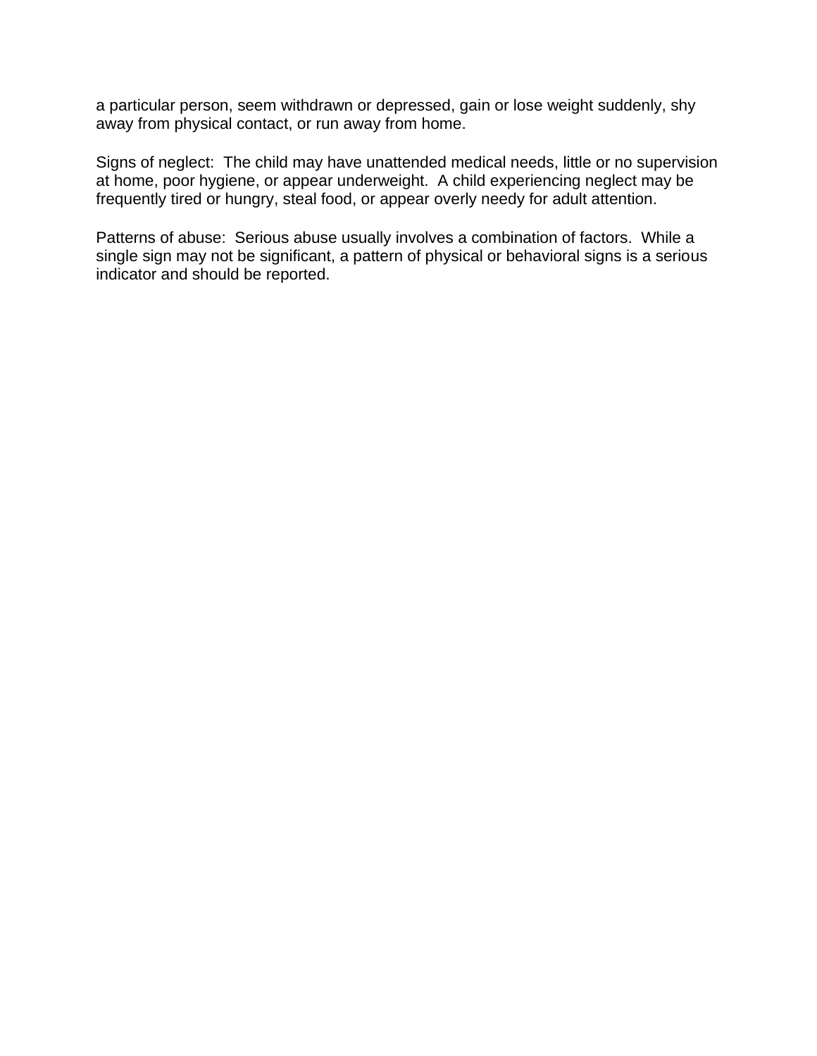a particular person, seem withdrawn or depressed, gain or lose weight suddenly, shy away from physical contact, or run away from home.

Signs of neglect: The child may have unattended medical needs, little or no supervision at home, poor hygiene, or appear underweight. A child experiencing neglect may be frequently tired or hungry, steal food, or appear overly needy for adult attention.

Patterns of abuse: Serious abuse usually involves a combination of factors. While a single sign may not be significant, a pattern of physical or behavioral signs is a serious indicator and should be reported.